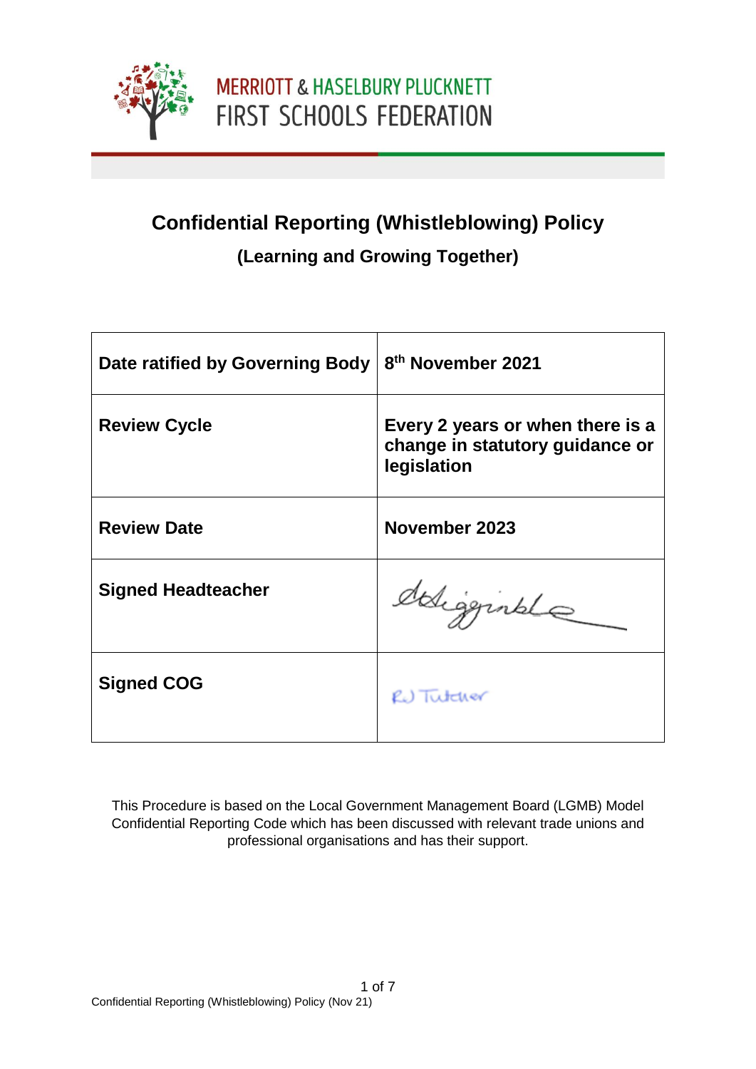MERRIOTT & HASELBURY PLUCKNETT
FIRST SCHOOLS FEDERATION

# Confidential Reporting (Whistleblowing) Policy

## (Learning and Growing Together)

| | |
|---|---|
| **Date ratified by Governing Body** | **8th November 2021** |
| **Review Cycle** | **Every 2 years or when there is a change in statutory guidance or legislation** |
| **Review Date** | **November 2023** |
| **Signed Headteacher** | |
| **Signed COG** | RJ Tutcher |

This Procedure is based on the Local Government Management Board (LGMB) Model Confidential Reporting Code which has been discussed with relevant trade unions and professional organisations and has their support.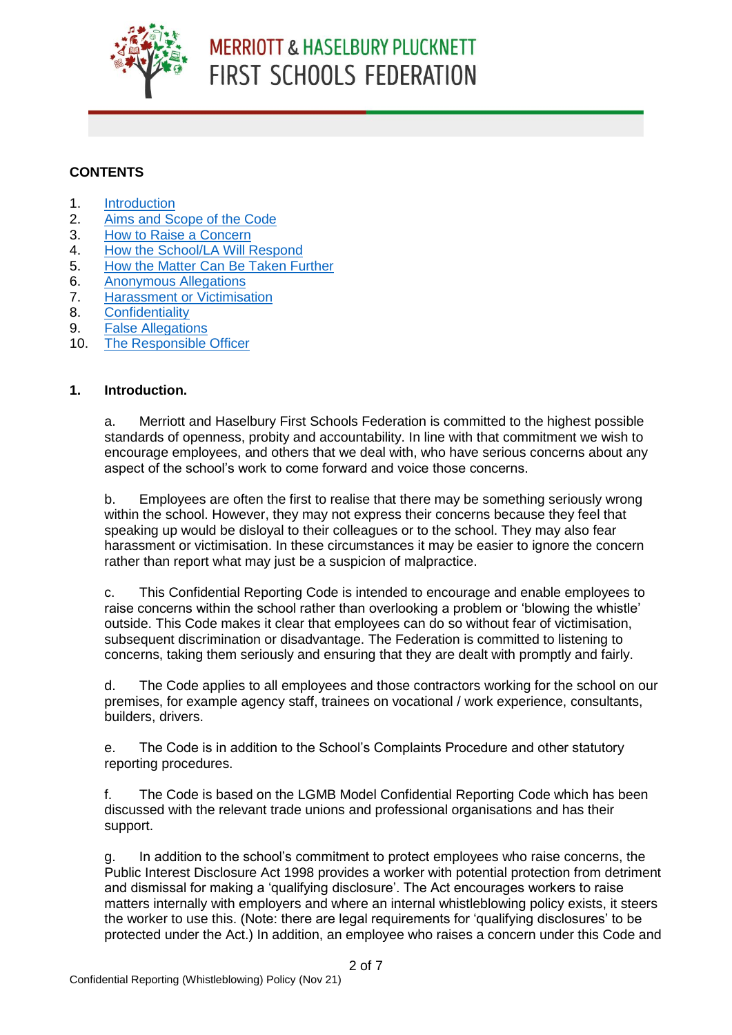# MERRIOTT & HASELBURY PLUCKNETT FIRST SCHOOLS FEDERATION

## CONTENTS

1. Introduction
2. Aims and Scope of the Code
3. How to Raise a Concern
4. How the School/LA Will Respond
5. How the Matter Can Be Taken Further
6. Anonymous Allegations
7. Harassment or Victimisation
8. Confidentiality
9. False Allegations
10. The Responsible Officer

## 1. Introduction.

a. Merriott and Haselbury First Schools Federation is committed to the highest possible standards of openness, probity and accountability. In line with that commitment we wish to encourage employees, and others that we deal with, who have serious concerns about any aspect of the school's work to come forward and voice those concerns.

b. Employees are often the first to realise that there may be something seriously wrong within the school. However, they may not express their concerns because they feel that speaking up would be disloyal to their colleagues or to the school. They may also fear harassment or victimisation. In these circumstances it may be easier to ignore the concern rather than report what may just be a suspicion of malpractice.

c. This Confidential Reporting Code is intended to encourage and enable employees to raise concerns within the school rather than overlooking a problem or 'blowing the whistle' outside. This Code makes it clear that employees can do so without fear of victimisation, subsequent discrimination or disadvantage. The Federation is committed to listening to concerns, taking them seriously and ensuring that they are dealt with promptly and fairly.

d. The Code applies to all employees and those contractors working for the school on our premises, for example agency staff, trainees on vocational / work experience, consultants, builders, drivers.

e. The Code is in addition to the School's Complaints Procedure and other statutory reporting procedures.

f. The Code is based on the LGMB Model Confidential Reporting Code which has been discussed with the relevant trade unions and professional organisations and has their support.

g. In addition to the school's commitment to protect employees who raise concerns, the Public Interest Disclosure Act 1998 provides a worker with potential protection from detriment and dismissal for making a 'qualifying disclosure'. The Act encourages workers to raise matters internally with employers and where an internal whistleblowing policy exists, it steers the worker to use this. (Note: there are legal requirements for 'qualifying disclosures' to be protected under the Act.) In addition, an employee who raises a concern under this Code and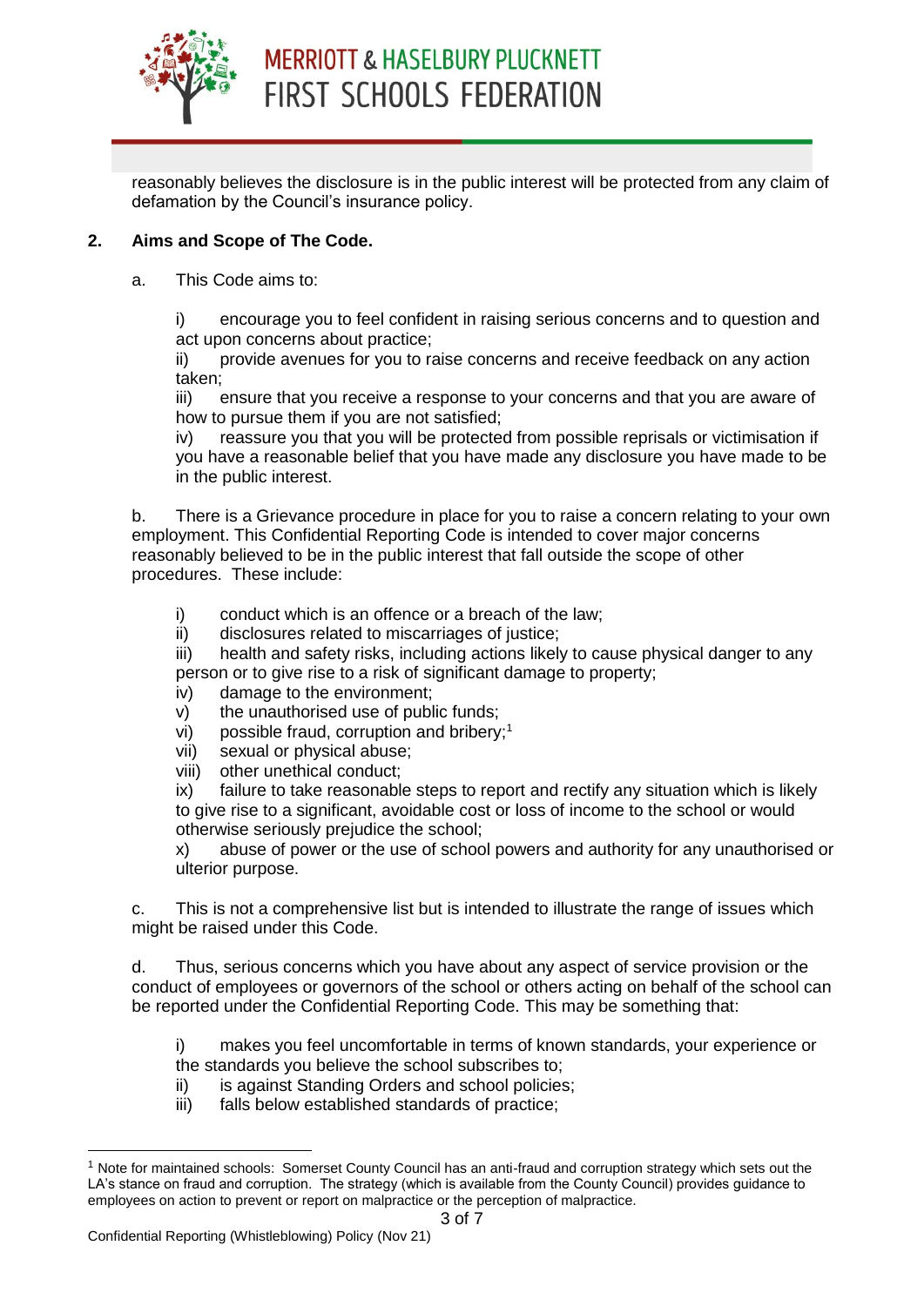reasonably believes the disclosure is in the public interest will be protected from any claim of defamation by the Council's insurance policy.

## 2. Aims and Scope of The Code.

a. This Code aims to:

i) encourage you to feel confident in raising serious concerns and to question and act upon concerns about practice;
ii) provide avenues for you to raise concerns and receive feedback on any action taken;
iii) ensure that you receive a response to your concerns and that you are aware of how to pursue them if you are not satisfied;
iv) reassure you that you will be protected from possible reprisals or victimisation if you have a reasonable belief that you have made any disclosure you have made to be in the public interest.

b. There is a Grievance procedure in place for you to raise a concern relating to your own employment. This Confidential Reporting Code is intended to cover major concerns reasonably believed to be in the public interest that fall outside the scope of other procedures. These include:

i) conduct which is an offence or a breach of the law;
ii) disclosures related to miscarriages of justice;
iii) health and safety risks, including actions likely to cause physical danger to any person or to give rise to a risk of significant damage to property;
iv) damage to the environment;
v) the unauthorised use of public funds;
vi) possible fraud, corruption and bribery;[1]
vii) sexual or physical abuse;
viii) other unethical conduct;
ix) failure to take reasonable steps to report and rectify any situation which is likely to give rise to a significant, avoidable cost or loss of income to the school or would otherwise seriously prejudice the school;
x) abuse of power or the use of school powers and authority for any unauthorised or ulterior purpose.

c. This is not a comprehensive list but is intended to illustrate the range of issues which might be raised under this Code.

d. Thus, serious concerns which you have about any aspect of service provision or the conduct of employees or governors of the school or others acting on behalf of the school can be reported under the Confidential Reporting Code. This may be something that:

i) makes you feel uncomfortable in terms of known standards, your experience or the standards you believe the school subscribes to;
ii) is against Standing Orders and school policies;
iii) falls below established standards of practice;

[1] Note for maintained schools: Somerset County Council has an anti-fraud and corruption strategy which sets out the LA's stance on fraud and corruption. The strategy (which is available from the County Council) provides guidance to employees on action to prevent or report on malpractice or the perception of malpractice.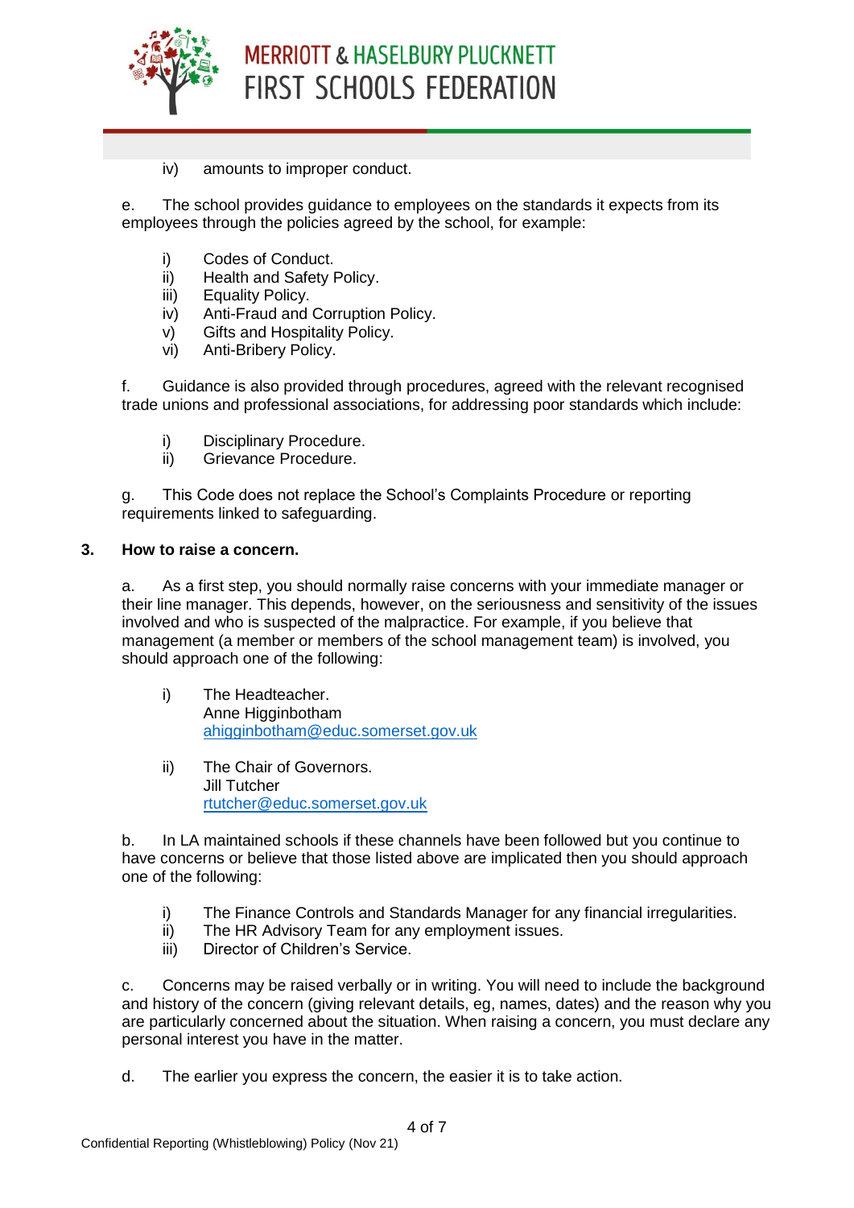iv) amounts to improper conduct.

e. The school provides guidance to employees on the standards it expects from its employees through the policies agreed by the school, for example:

- i) Codes of Conduct.
- ii) Health and Safety Policy.
- iii) Equality Policy.
- iv) Anti-Fraud and Corruption Policy.
- v) Gifts and Hospitality Policy.
- vi) Anti-Bribery Policy.

f. Guidance is also provided through procedures, agreed with the relevant recognised trade unions and professional associations, for addressing poor standards which include:

- i) Disciplinary Procedure.
- ii) Grievance Procedure.

g. This Code does not replace the School's Complaints Procedure or reporting requirements linked to safeguarding.

## 3. How to raise a concern.

a. As a first step, you should normally raise concerns with your immediate manager or their line manager. This depends, however, on the seriousness and sensitivity of the issues involved and who is suspected of the malpractice. For example, if you believe that management (a member or members of the school management team) is involved, you should approach one of the following:

i) The Headteacher.
Anne Higginbotham
ahigginbotham@educ.somerset.gov.uk

ii) The Chair of Governors.
Jill Tutcher
rtutcher@educ.somerset.gov.uk

b. In LA maintained schools if these channels have been followed but you continue to have concerns or believe that those listed above are implicated then you should approach one of the following:

- i) The Finance Controls and Standards Manager for any financial irregularities.
- ii) The HR Advisory Team for any employment issues.
- iii) Director of Children's Service.

c. Concerns may be raised verbally or in writing. You will need to include the background and history of the concern (giving relevant details, eg, names, dates) and the reason why you are particularly concerned about the situation. When raising a concern, you must declare any personal interest you have in the matter.

d. The earlier you express the concern, the easier it is to take action.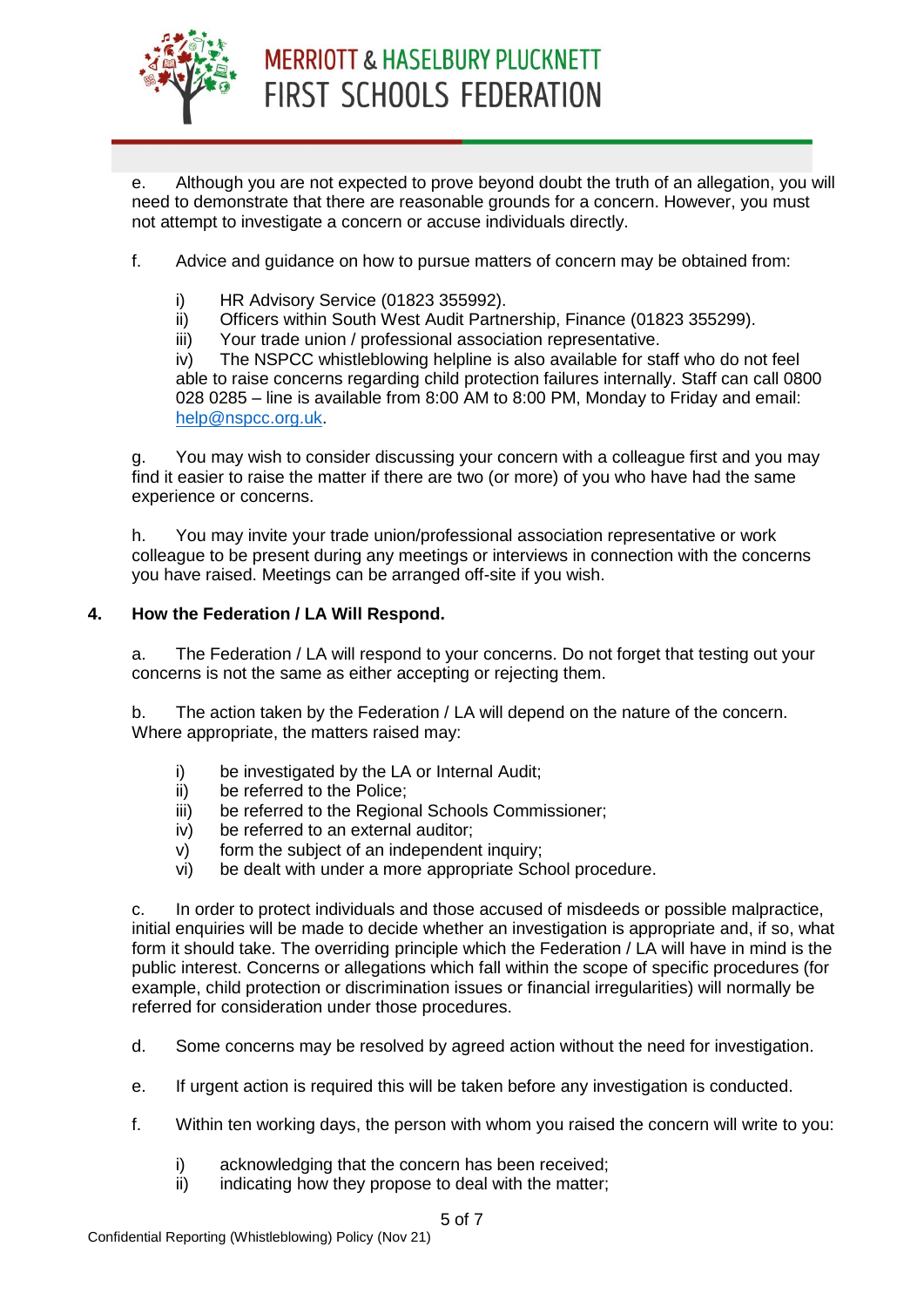e. Although you are not expected to prove beyond doubt the truth of an allegation, you will need to demonstrate that there are reasonable grounds for a concern. However, you must not attempt to investigate a concern or accuse individuals directly.

f. Advice and guidance on how to pursue matters of concern may be obtained from:

i) HR Advisory Service (01823 355992).
ii) Officers within South West Audit Partnership, Finance (01823 355299).
iii) Your trade union / professional association representative.
iv) The NSPCC whistleblowing helpline is also available for staff who do not feel able to raise concerns regarding child protection failures internally. Staff can call 0800 028 0285 – line is available from 8:00 AM to 8:00 PM, Monday to Friday and email: help@nspcc.org.uk.

g. You may wish to consider discussing your concern with a colleague first and you may find it easier to raise the matter if there are two (or more) of you who have had the same experience or concerns.

h. You may invite your trade union/professional association representative or work colleague to be present during any meetings or interviews in connection with the concerns you have raised. Meetings can be arranged off-site if you wish.

## 4. How the Federation / LA Will Respond.

a. The Federation / LA will respond to your concerns. Do not forget that testing out your concerns is not the same as either accepting or rejecting them.

b. The action taken by the Federation / LA will depend on the nature of the concern. Where appropriate, the matters raised may:

i) be investigated by the LA or Internal Audit;
ii) be referred to the Police;
iii) be referred to the Regional Schools Commissioner;
iv) be referred to an external auditor;
v) form the subject of an independent inquiry;
vi) be dealt with under a more appropriate School procedure.

c. In order to protect individuals and those accused of misdeeds or possible malpractice, initial enquiries will be made to decide whether an investigation is appropriate and, if so, what form it should take. The overriding principle which the Federation / LA will have in mind is the public interest. Concerns or allegations which fall within the scope of specific procedures (for example, child protection or discrimination issues or financial irregularities) will normally be referred for consideration under those procedures.

d. Some concerns may be resolved by agreed action without the need for investigation.

e. If urgent action is required this will be taken before any investigation is conducted.

f. Within ten working days, the person with whom you raised the concern will write to you:

i) acknowledging that the concern has been received;
ii) indicating how they propose to deal with the matter;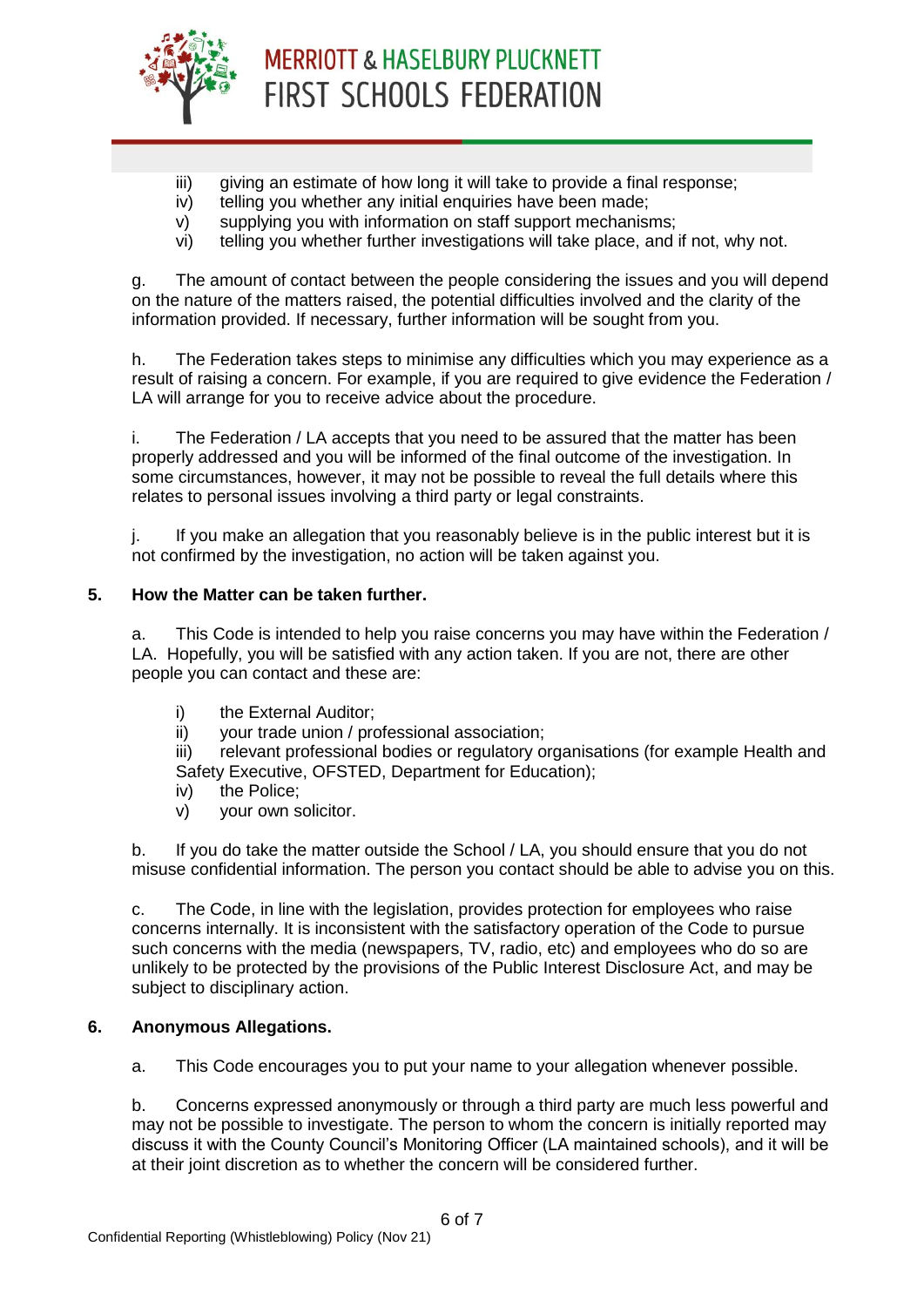iii) giving an estimate of how long it will take to provide a final response;
iv) telling you whether any initial enquiries have been made;
v) supplying you with information on staff support mechanisms;
vi) telling you whether further investigations will take place, and if not, why not.

g. The amount of contact between the people considering the issues and you will depend on the nature of the matters raised, the potential difficulties involved and the clarity of the information provided. If necessary, further information will be sought from you.

h. The Federation takes steps to minimise any difficulties which you may experience as a result of raising a concern. For example, if you are required to give evidence the Federation / LA will arrange for you to receive advice about the procedure.

i. The Federation / LA accepts that you need to be assured that the matter has been properly addressed and you will be informed of the final outcome of the investigation. In some circumstances, however, it may not be possible to reveal the full details where this relates to personal issues involving a third party or legal constraints.

j. If you make an allegation that you reasonably believe is in the public interest but it is not confirmed by the investigation, no action will be taken against you.

**5. How the Matter can be taken further.**

a. This Code is intended to help you raise concerns you may have within the Federation / LA. Hopefully, you will be satisfied with any action taken. If you are not, there are other people you can contact and these are:

i) the External Auditor;
ii) your trade union / professional association;
iii) relevant professional bodies or regulatory organisations (for example Health and Safety Executive, OFSTED, Department for Education);
iv) the Police;
v) your own solicitor.

b. If you do take the matter outside the School / LA, you should ensure that you do not misuse confidential information. The person you contact should be able to advise you on this.

c. The Code, in line with the legislation, provides protection for employees who raise concerns internally. It is inconsistent with the satisfactory operation of the Code to pursue such concerns with the media (newspapers, TV, radio, etc) and employees who do so are unlikely to be protected by the provisions of the Public Interest Disclosure Act, and may be subject to disciplinary action.

**6. Anonymous Allegations.**

a. This Code encourages you to put your name to your allegation whenever possible.

b. Concerns expressed anonymously or through a third party are much less powerful and may not be possible to investigate. The person to whom the concern is initially reported may discuss it with the County Council's Monitoring Officer (LA maintained schools), and it will be at their joint discretion as to whether the concern will be considered further.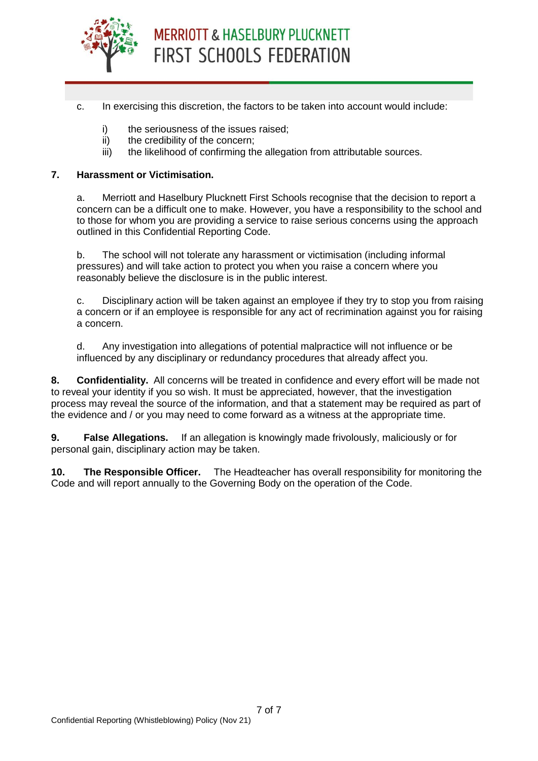c. In exercising this discretion, the factors to be taken into account would include:

i) the seriousness of the issues raised;
ii) the credibility of the concern;
iii) the likelihood of confirming the allegation from attributable sources.

**7. Harassment or Victimisation.**

a. Merriott and Haselbury Plucknett First Schools recognise that the decision to report a concern can be a difficult one to make. However, you have a responsibility to the school and to those for whom you are providing a service to raise serious concerns using the approach outlined in this Confidential Reporting Code.

b. The school will not tolerate any harassment or victimisation (including informal pressures) and will take action to protect you when you raise a concern where you reasonably believe the disclosure is in the public interest.

c. Disciplinary action will be taken against an employee if they try to stop you from raising a concern or if an employee is responsible for any act of recrimination against you for raising a concern.

d. Any investigation into allegations of potential malpractice will not influence or be influenced by any disciplinary or redundancy procedures that already affect you.

**8. Confidentiality.** All concerns will be treated in confidence and every effort will be made not to reveal your identity if you so wish. It must be appreciated, however, that the investigation process may reveal the source of the information, and that a statement may be required as part of the evidence and / or you may need to come forward as a witness at the appropriate time.

**9. False Allegations.** If an allegation is knowingly made frivolously, maliciously or for personal gain, disciplinary action may be taken.

**10. The Responsible Officer.** The Headteacher has overall responsibility for monitoring the Code and will report annually to the Governing Body on the operation of the Code.